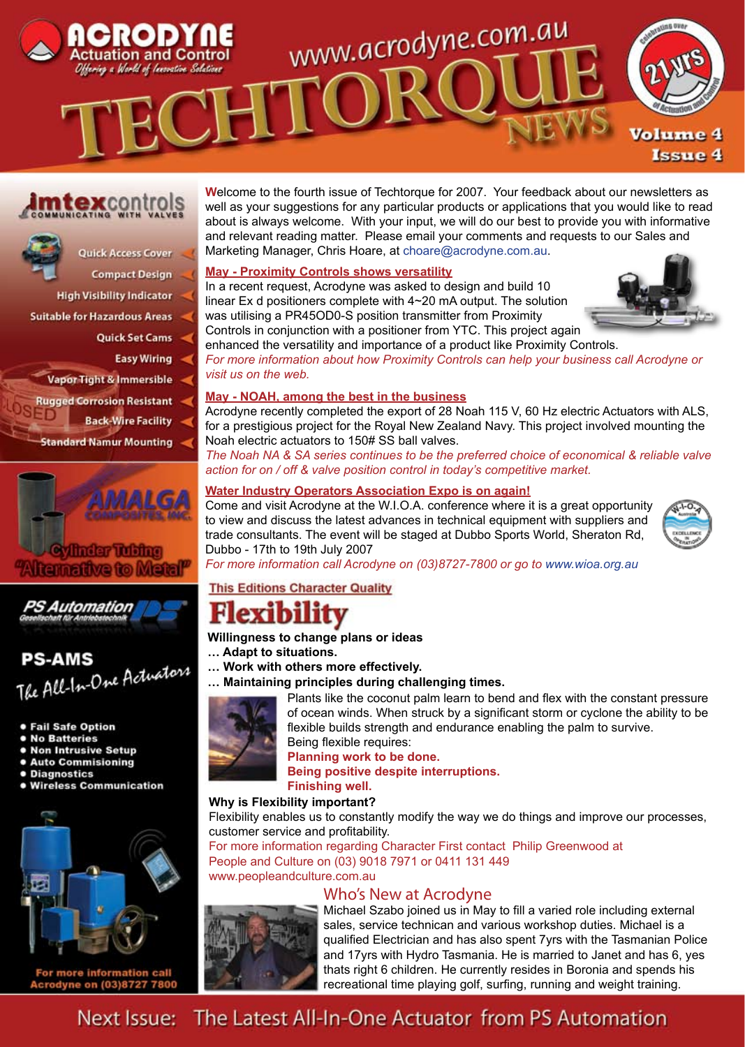# ACRODYNE Actuation and Control

*Offering a World of Innovative Solutions*

www.acrodyne.com.au

# TECHTORQUE NEWS

Celebrating over 21yrs of Actuation and Control

Volume 4 Issue 4

**imtexcontrols** COMMUNICATING WITH VALVES

- Quick Access Cover
- Compact Design
- High Visibility Indicator
- Suitable for Hazardous Areas
- Quick Set Cams
- Easy Wiring
- Vapor Tight & Immersible
- Rugged Corrosion Resistant
- Back-Wire Facility
- Standard Namur Mounting

**AMALGA COMPOSITES, INC.**

Cylinder Tubing "Alternative to Metal"

**PS Automation** Gesellschaft für Antriebstechnik

**PS-AMS**

The All-In-One Actuators

- Fail Safe Option
- No Batteries
- Non Intrusive Setup
- Auto Commisioning
- Diagnostics
- Wireless Communication

For more information call Acrodyne on (03)8727 7800

Welcome to the fourth issue of Techtorque for 2007. Your feedback about our newsletters as well as your suggestions for any particular products or applications that you would like to read about is always welcome. With your input, we will do our best to provide you with informative and relevant reading matter. Please email your comments and requests to our Sales and Marketing Manager, Chris Hoare, at choare@acrodyne.com.au.

## May - Proximity Controls shows versatility

In a recent request, Acrodyne was asked to design and build 10 linear Ex d positioners complete with 4~20 mA output. The solution was utilising a PR45OD0-S position transmitter from Proximity Controls in conjunction with a positioner from YTC. This project again enhanced the versatility and importance of a product like Proximity Controls.

*For more information about how Proximity Controls can help your business call Acrodyne or visit us on the web.*

## May - NOAH, among the best in the business

Acrodyne recently completed the export of 28 Noah 115 V, 60 Hz electric Actuators with ALS, for a prestigious project for the Royal New Zealand Navy. This project involved mounting the Noah electric actuators to 150# SS ball valves.

*The Noah NA & SA series continues to be the preferred choice of economical & reliable valve action for on / off & valve position control in today's competitive market.*

## Water Industry Operators Association Expo is on again!

Come and visit Acrodyne at the W.I.O.A. conference where it is a great opportunity to view and discuss the latest advances in technical equipment with suppliers and trade consultants. The event will be staged at Dubbo Sports World, Sheraton Rd, Dubbo - 17th to 19th July 2007

*For more information call Acrodyne on (03)8727-7800 or go to www.wioa.org.au*

## This Editions Character Quality

# Flexibility

**Willingness to change plans or ideas**
**… Adapt to situations.**
**… Work with others more effectively.**
**… Maintaining principles during challenging times.**

Plants like the coconut palm learn to bend and flex with the constant pressure of ocean winds. When struck by a significant storm or cyclone the ability to be flexible builds strength and endurance enabling the palm to survive.

Being flexible requires:

**Planning work to be done.**
**Being positive despite interruptions.**
**Finishing well.**

**Why is Flexibility important?**

Flexibility enables us to constantly modify the way we do things and improve our processes, customer service and profitability.

For more information regarding Character First contact Philip Greenwood at People and Culture on (03) 9018 7971 or 0411 131 449
www.peopleandculture.com.au

## Who's New at Acrodyne

Michael Szabo joined us in May to fill a varied role including external sales, service technican and various workshop duties. Michael is a qualified Electrician and has also spent 7yrs with the Tasmanian Police and 17yrs with Hydro Tasmania. He is married to Janet and has 6, yes thats right 6 children. He currently resides in Boronia and spends his recreational time playing golf, surfing, running and weight training.

Next Issue: The Latest All-In-One Actuator from PS Automation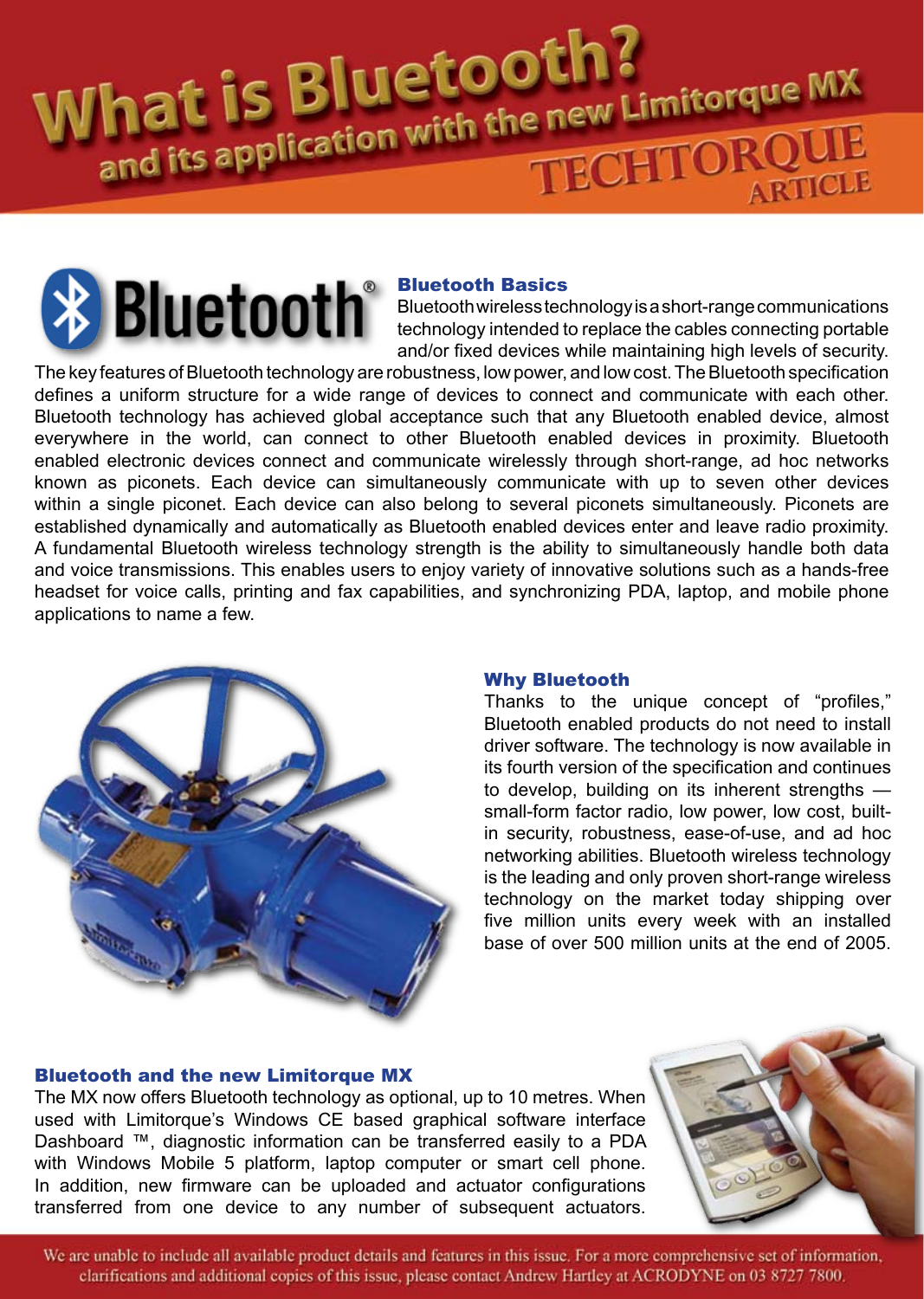# What is Bluetooth?

## and its application with the new Limitorque MX

TECHTORQUE ARTICLE

### Bluetooth Basics

Bluetooth wireless technology is a short-range communications technology intended to replace the cables connecting portable and/or fixed devices while maintaining high levels of security. The key features of Bluetooth technology are robustness, low power, and low cost. The Bluetooth specification defines a uniform structure for a wide range of devices to connect and communicate with each other. Bluetooth technology has achieved global acceptance such that any Bluetooth enabled device, almost everywhere in the world, can connect to other Bluetooth enabled devices in proximity. Bluetooth enabled electronic devices connect and communicate wirelessly through short-range, ad hoc networks known as piconets. Each device can simultaneously communicate with up to seven other devices within a single piconet. Each device can also belong to several piconets simultaneously. Piconets are established dynamically and automatically as Bluetooth enabled devices enter and leave radio proximity. A fundamental Bluetooth wireless technology strength is the ability to simultaneously handle both data and voice transmissions. This enables users to enjoy variety of innovative solutions such as a hands-free headset for voice calls, printing and fax capabilities, and synchronizing PDA, laptop, and mobile phone applications to name a few.

### Why Bluetooth

Thanks to the unique concept of "profiles," Bluetooth enabled products do not need to install driver software. The technology is now available in its fourth version of the specification and continues to develop, building on its inherent strengths — small-form factor radio, low power, low cost, built-in security, robustness, ease-of-use, and ad hoc networking abilities. Bluetooth wireless technology is the leading and only proven short-range wireless technology on the market today shipping over five million units every week with an installed base of over 500 million units at the end of 2005.

### Bluetooth and the new Limitorque MX

The MX now offers Bluetooth technology as optional, up to 10 metres. When used with Limitorque's Windows CE based graphical software interface Dashboard ™, diagnostic information can be transferred easily to a PDA with Windows Mobile 5 platform, laptop computer or smart cell phone. In addition, new firmware can be uploaded and actuator configurations transferred from one device to any number of subsequent actuators.

We are unable to include all available product details and features in this issue. For a more comprehensive set of information, clarifications and additional copies of this issue, please contact Andrew Hartley at ACRODYNE on 03 8727 7800.